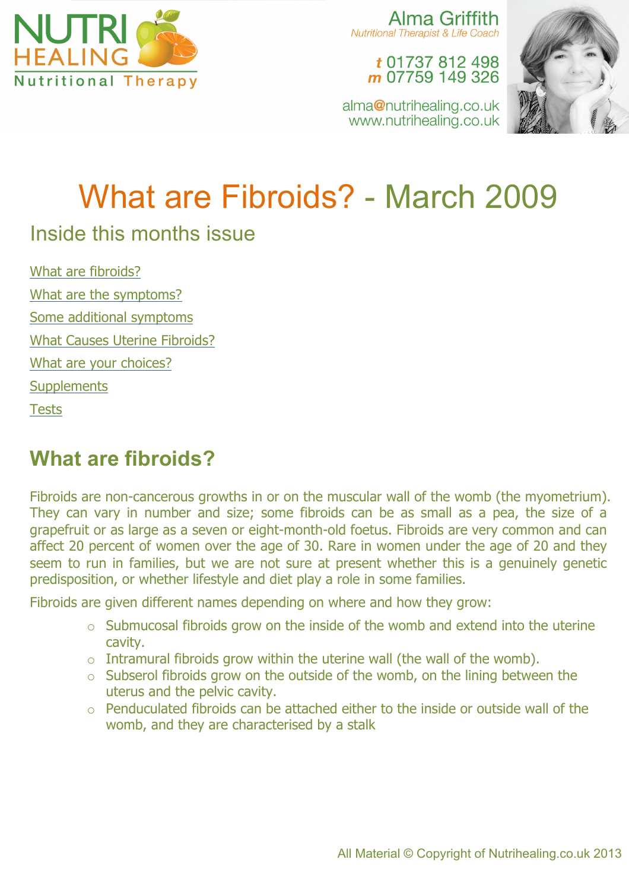NUTRI HEALING
Nutritional Therapy

Alma Griffith
*Nutritional Therapist & Life Coach*

**t** 01737 812 498
**m** 07759 149 326

alma@nutrihealing.co.uk
www.nutrihealing.co.uk

# What are Fibroids? - March 2009

## Inside this months issue

What are fibroids?

What are the symptoms?

Some additional symptoms

What Causes Uterine Fibroids?

What are your choices?

Supplements

Tests

## What are fibroids?

Fibroids are non-cancerous growths in or on the muscular wall of the womb (the myometrium). They can vary in number and size; some fibroids can be as small as a pea, the size of a grapefruit or as large as a seven or eight-month-old foetus. Fibroids are very common and can affect 20 percent of women over the age of 30. Rare in women under the age of 20 and they seem to run in families, but we are not sure at present whether this is a genuinely genetic predisposition, or whether lifestyle and diet play a role in some families.

Fibroids are given different names depending on where and how they grow:

- Submucosal fibroids grow on the inside of the womb and extend into the uterine cavity.
- Intramural fibroids grow within the uterine wall (the wall of the womb).
- Subserol fibroids grow on the outside of the womb, on the lining between the uterus and the pelvic cavity.
- Penduculated fibroids can be attached either to the inside or outside wall of the womb, and they are characterised by a stalk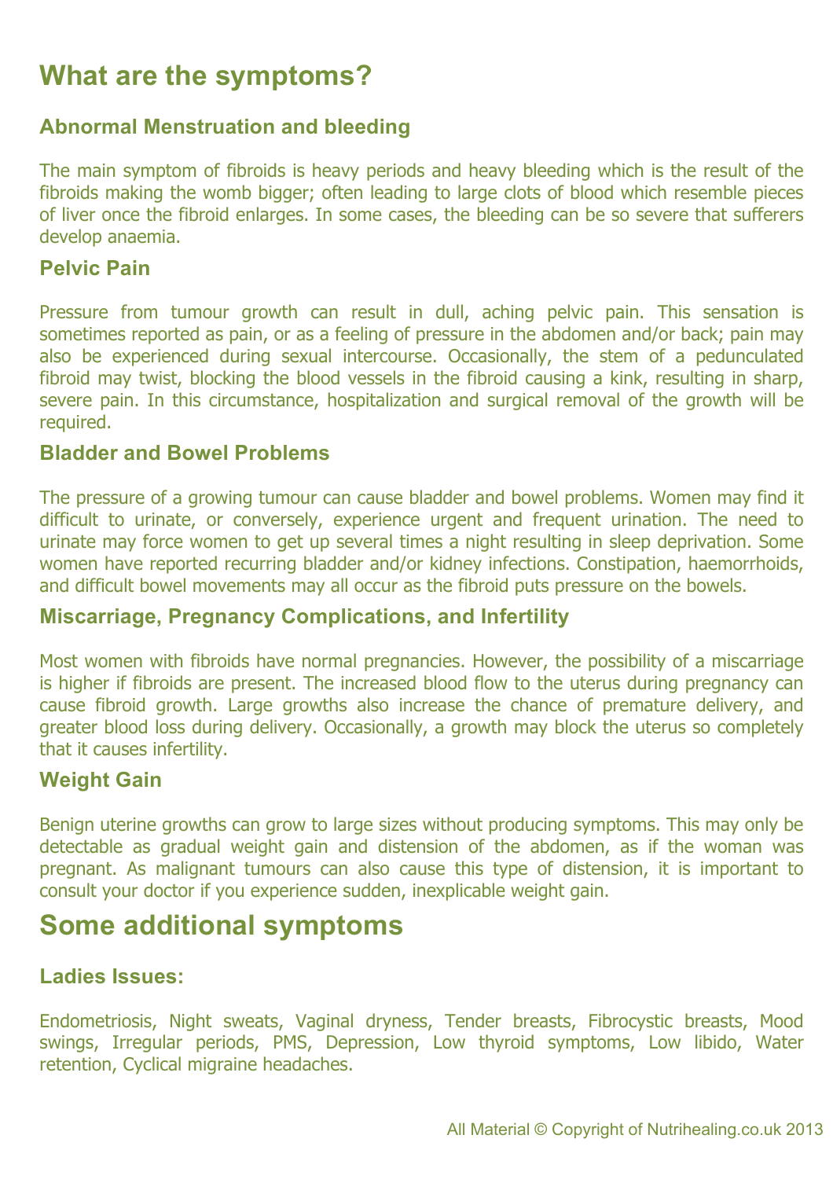## What are the symptoms?

### Abnormal Menstruation and bleeding

The main symptom of fibroids is heavy periods and heavy bleeding which is the result of the fibroids making the womb bigger; often leading to large clots of blood which resemble pieces of liver once the fibroid enlarges. In some cases, the bleeding can be so severe that sufferers develop anaemia.

### Pelvic Pain

Pressure from tumour growth can result in dull, aching pelvic pain. This sensation is sometimes reported as pain, or as a feeling of pressure in the abdomen and/or back; pain may also be experienced during sexual intercourse. Occasionally, the stem of a pedunculated fibroid may twist, blocking the blood vessels in the fibroid causing a kink, resulting in sharp, severe pain. In this circumstance, hospitalization and surgical removal of the growth will be required.

### Bladder and Bowel Problems

The pressure of a growing tumour can cause bladder and bowel problems. Women may find it difficult to urinate, or conversely, experience urgent and frequent urination. The need to urinate may force women to get up several times a night resulting in sleep deprivation. Some women have reported recurring bladder and/or kidney infections. Constipation, haemorrhoids, and difficult bowel movements may all occur as the fibroid puts pressure on the bowels.

### Miscarriage, Pregnancy Complications, and Infertility

Most women with fibroids have normal pregnancies. However, the possibility of a miscarriage is higher if fibroids are present. The increased blood flow to the uterus during pregnancy can cause fibroid growth. Large growths also increase the chance of premature delivery, and greater blood loss during delivery. Occasionally, a growth may block the uterus so completely that it causes infertility.

### Weight Gain

Benign uterine growths can grow to large sizes without producing symptoms. This may only be detectable as gradual weight gain and distension of the abdomen, as if the woman was pregnant. As malignant tumours can also cause this type of distension, it is important to consult your doctor if you experience sudden, inexplicable weight gain.

## Some additional symptoms

### Ladies Issues:

Endometriosis, Night sweats, Vaginal dryness, Tender breasts, Fibrocystic breasts, Mood swings, Irregular periods, PMS, Depression, Low thyroid symptoms, Low libido, Water retention, Cyclical migraine headaches.

All Material © Copyright of Nutrihealing.co.uk 2013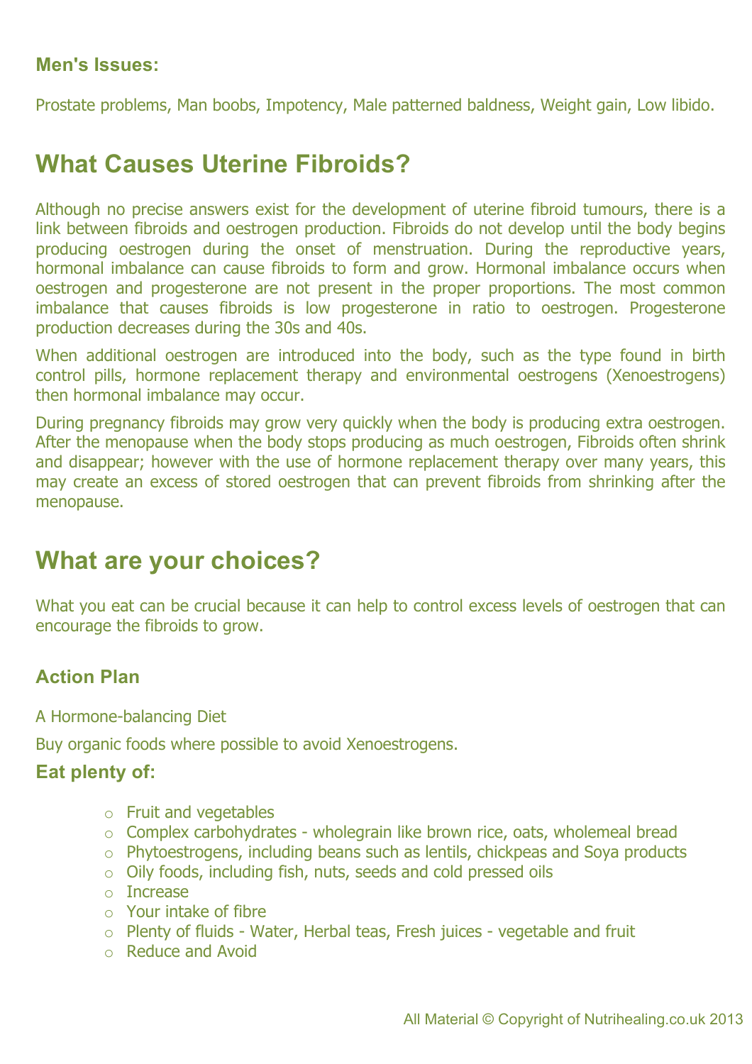### Men's Issues:

Prostate problems, Man boobs, Impotency, Male patterned baldness, Weight gain, Low libido.

## What Causes Uterine Fibroids?

Although no precise answers exist for the development of uterine fibroid tumours, there is a link between fibroids and oestrogen production. Fibroids do not develop until the body begins producing oestrogen during the onset of menstruation. During the reproductive years, hormonal imbalance can cause fibroids to form and grow. Hormonal imbalance occurs when oestrogen and progesterone are not present in the proper proportions. The most common imbalance that causes fibroids is low progesterone in ratio to oestrogen. Progesterone production decreases during the 30s and 40s.

When additional oestrogen are introduced into the body, such as the type found in birth control pills, hormone replacement therapy and environmental oestrogens (Xenoestrogens) then hormonal imbalance may occur.

During pregnancy fibroids may grow very quickly when the body is producing extra oestrogen. After the menopause when the body stops producing as much oestrogen, Fibroids often shrink and disappear; however with the use of hormone replacement therapy over many years, this may create an excess of stored oestrogen that can prevent fibroids from shrinking after the menopause.

## What are your choices?

What you eat can be crucial because it can help to control excess levels of oestrogen that can encourage the fibroids to grow.

### Action Plan

A Hormone-balancing Diet

Buy organic foods where possible to avoid Xenoestrogens.

### Eat plenty of:

- Fruit and vegetables
- Complex carbohydrates - wholegrain like brown rice, oats, wholemeal bread
- Phytoestrogens, including beans such as lentils, chickpeas and Soya products
- Oily foods, including fish, nuts, seeds and cold pressed oils
- Increase
- Your intake of fibre
- Plenty of fluids - Water, Herbal teas, Fresh juices - vegetable and fruit
- Reduce and Avoid

All Material © Copyright of Nutrihealing.co.uk 2013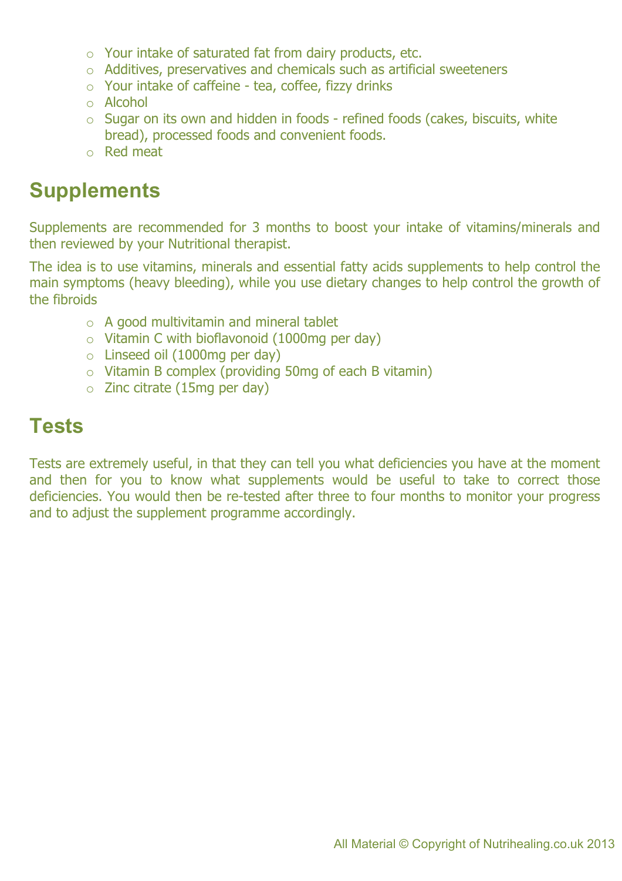- Your intake of saturated fat from dairy products, etc.
- Additives, preservatives and chemicals such as artificial sweeteners
- Your intake of caffeine - tea, coffee, fizzy drinks
- Alcohol
- Sugar on its own and hidden in foods - refined foods (cakes, biscuits, white bread), processed foods and convenient foods.
- Red meat

## Supplements

Supplements are recommended for 3 months to boost your intake of vitamins/minerals and then reviewed by your Nutritional therapist.

The idea is to use vitamins, minerals and essential fatty acids supplements to help control the main symptoms (heavy bleeding), while you use dietary changes to help control the growth of the fibroids

- A good multivitamin and mineral tablet
- Vitamin C with bioflavonoid (1000mg per day)
- Linseed oil (1000mg per day)
- Vitamin B complex (providing 50mg of each B vitamin)
- Zinc citrate (15mg per day)

## Tests

Tests are extremely useful, in that they can tell you what deficiencies you have at the moment and then for you to know what supplements would be useful to take to correct those deficiencies. You would then be re-tested after three to four months to monitor your progress and to adjust the supplement programme accordingly.